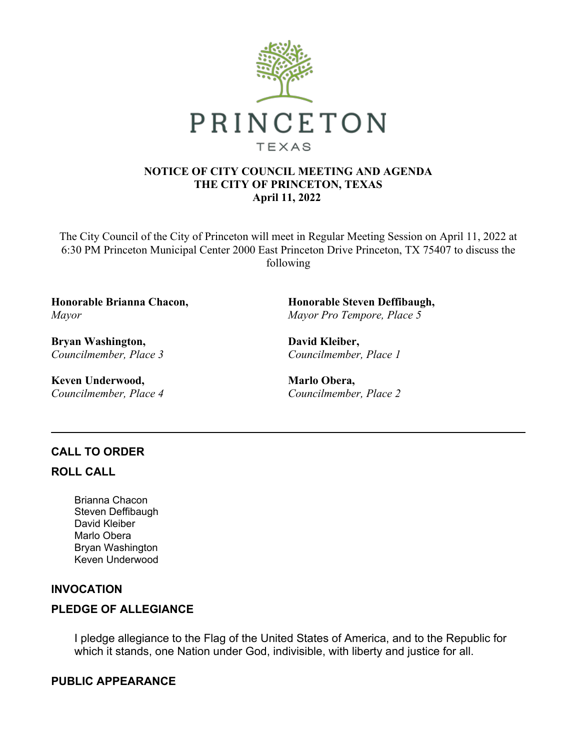PRINCETON

TEXAS

**NOTICE OF CITY COUNCIL MEETING AND AGENDA**
**THE CITY OF PRINCETON, TEXAS**
**April 11, 2022**

The City Council of the City of Princeton will meet in Regular Meeting Session on April 11, 2022 at 6:30 PM Princeton Municipal Center 2000 East Princeton Drive Princeton, TX 75407 to discuss the following

**Honorable Brianna Chacon,**
*Mayor*

**Honorable Steven Deffibaugh,**
*Mayor Pro Tempore, Place 5*

**Bryan Washington,**
*Councilmember, Place 3*

**David Kleiber,**
*Councilmember, Place 1*

**Keven Underwood,**
*Councilmember, Place 4*

**Marlo Obera,**
*Councilmember, Place 2*

---

## CALL TO ORDER

## ROLL CALL

Brianna Chacon
Steven Deffibaugh
David Kleiber
Marlo Obera
Bryan Washington
Keven Underwood

## INVOCATION

## PLEDGE OF ALLEGIANCE

I pledge allegiance to the Flag of the United States of America, and to the Republic for which it stands, one Nation under God, indivisible, with liberty and justice for all.

## PUBLIC APPEARANCE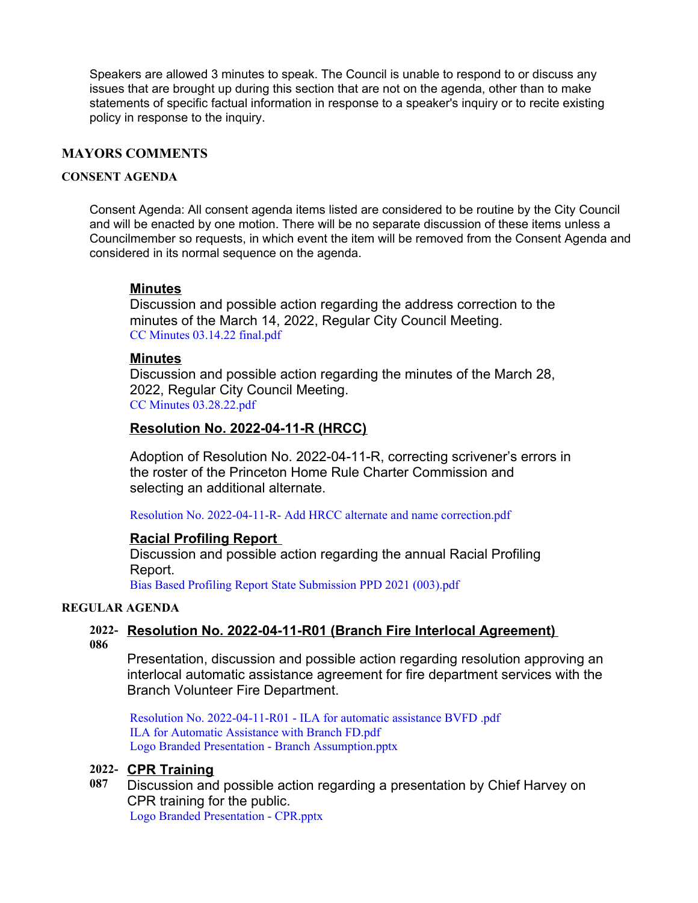Speakers are allowed 3 minutes to speak. The Council is unable to respond to or discuss any issues that are brought up during this section that are not on the agenda, other than to make statements of specific factual information in response to a speaker's inquiry or to recite existing policy in response to the inquiry.

## MAYORS COMMENTS

### CONSENT AGENDA

Consent Agenda: All consent agenda items listed are considered to be routine by the City Council and will be enacted by one motion. There will be no separate discussion of these items unless a Councilmember so requests, in which event the item will be removed from the Consent Agenda and considered in its normal sequence on the agenda.

**Minutes**

Discussion and possible action regarding the address correction to the minutes of the March 14, 2022, Regular City Council Meeting.

CC Minutes 03.14.22 final.pdf

**Minutes**

Discussion and possible action regarding the minutes of the March 28, 2022, Regular City Council Meeting.

CC Minutes 03.28.22.pdf

**Resolution No. 2022-04-11-R (HRCC)**

Adoption of Resolution No. 2022-04-11-R, correcting scrivener's errors in the roster of the Princeton Home Rule Charter Commission and selecting an additional alternate.

Resolution No. 2022-04-11-R- Add HRCC alternate and name correction.pdf

**Racial Profiling Report**

Discussion and possible action regarding the annual Racial Profiling Report.

Bias Based Profiling Report State Submission PPD 2021 (003).pdf

### REGULAR AGENDA

**2022-086** **Resolution No. 2022-04-11-R01 (Branch Fire Interlocal Agreement)**

Presentation, discussion and possible action regarding resolution approving an interlocal automatic assistance agreement for fire department services with the Branch Volunteer Fire Department.

Resolution No. 2022-04-11-R01 - ILA for automatic assistance BVFD .pdf
ILA for Automatic Assistance with Branch FD.pdf
Logo Branded Presentation - Branch Assumption.pptx

**2022-087** **CPR Training**

Discussion and possible action regarding a presentation by Chief Harvey on CPR training for the public.

Logo Branded Presentation - CPR.pptx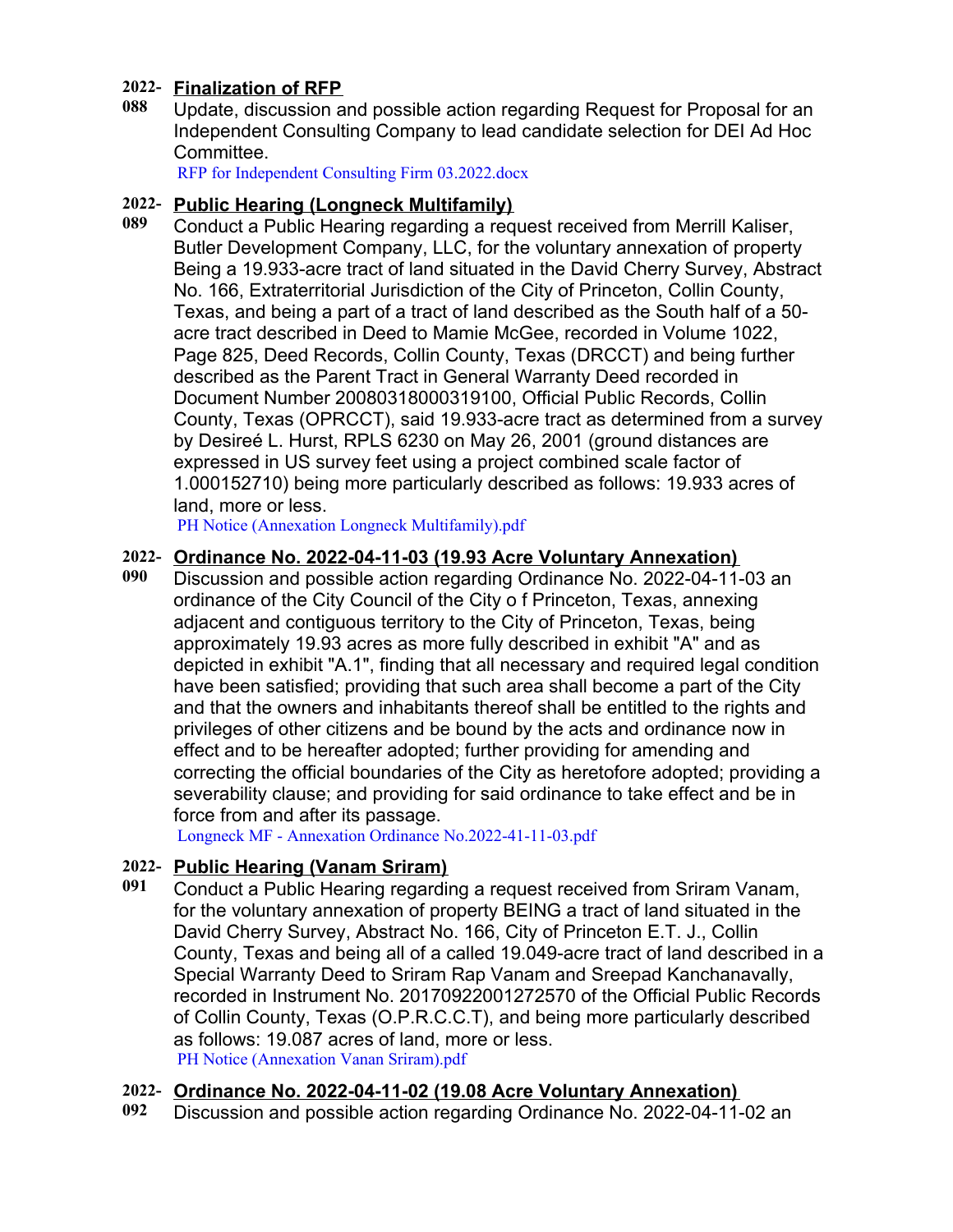**2022-088** **Finalization of RFP**

Update, discussion and possible action regarding Request for Proposal for an Independent Consulting Company to lead candidate selection for DEI Ad Hoc Committee.

RFP for Independent Consulting Firm 03.2022.docx

**2022-089** **Public Hearing (Longneck Multifamily)**

Conduct a Public Hearing regarding a request received from Merrill Kaliser, Butler Development Company, LLC, for the voluntary annexation of property Being a 19.933-acre tract of land situated in the David Cherry Survey, Abstract No. 166, Extraterritorial Jurisdiction of the City of Princeton, Collin County, Texas, and being a part of a tract of land described as the South half of a 50-acre tract described in Deed to Mamie McGee, recorded in Volume 1022, Page 825, Deed Records, Collin County, Texas (DRCCT) and being further described as the Parent Tract in General Warranty Deed recorded in Document Number 20080318000319100, Official Public Records, Collin County, Texas (OPRCCT), said 19.933-acre tract as determined from a survey by Desireé L. Hurst, RPLS 6230 on May 26, 2001 (ground distances are expressed in US survey feet using a project combined scale factor of 1.000152710) being more particularly described as follows: 19.933 acres of land, more or less.

PH Notice (Annexation Longneck Multifamily).pdf

**2022-090** **Ordinance No. 2022-04-11-03 (19.93 Acre Voluntary Annexation)**

Discussion and possible action regarding Ordinance No. 2022-04-11-03 an ordinance of the City Council of the City o f Princeton, Texas, annexing adjacent and contiguous territory to the City of Princeton, Texas, being approximately 19.93 acres as more fully described in exhibit "A" and as depicted in exhibit "A.1", finding that all necessary and required legal condition have been satisfied; providing that such area shall become a part of the City and that the owners and inhabitants thereof shall be entitled to the rights and privileges of other citizens and be bound by the acts and ordinance now in effect and to be hereafter adopted; further providing for amending and correcting the official boundaries of the City as heretofore adopted; providing a severability clause; and providing for said ordinance to take effect and be in force from and after its passage.

Longneck MF - Annexation Ordinance No.2022-41-11-03.pdf

**2022-091** **Public Hearing (Vanam Sriram)**

Conduct a Public Hearing regarding a request received from Sriram Vanam, for the voluntary annexation of property BEING a tract of land situated in the David Cherry Survey, Abstract No. 166, City of Princeton E.T. J., Collin County, Texas and being all of a called 19.049-acre tract of land described in a Special Warranty Deed to Sriram Rap Vanam and Sreepad Kanchanavally, recorded in Instrument No. 20170922001272570 of the Official Public Records of Collin County, Texas (O.P.R.C.C.T), and being more particularly described as follows: 19.087 acres of land, more or less.

PH Notice (Annexation Vanan Sriram).pdf

**2022-092** **Ordinance No. 2022-04-11-02 (19.08 Acre Voluntary Annexation)**

Discussion and possible action regarding Ordinance No. 2022-04-11-02 an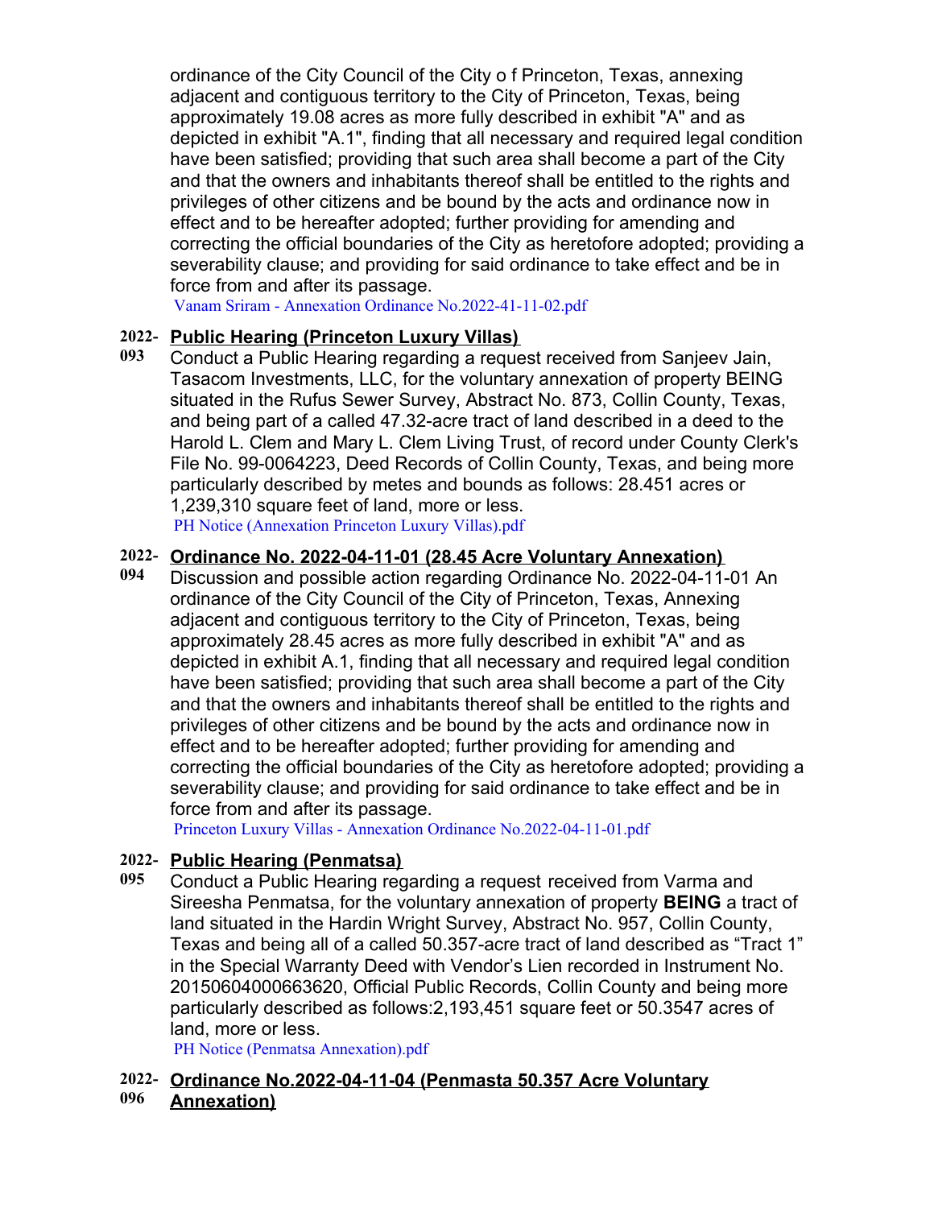ordinance of the City Council of the City o f Princeton, Texas, annexing adjacent and contiguous territory to the City of Princeton, Texas, being approximately 19.08 acres as more fully described in exhibit "A" and as depicted in exhibit "A.1", finding that all necessary and required legal condition have been satisfied; providing that such area shall become a part of the City and that the owners and inhabitants thereof shall be entitled to the rights and privileges of other citizens and be bound by the acts and ordinance now in effect and to be hereafter adopted; further providing for amending and correcting the official boundaries of the City as heretofore adopted; providing a severability clause; and providing for said ordinance to take effect and be in force from and after its passage.

Vanam Sriram - Annexation Ordinance No.2022-41-11-02.pdf

**2022-093** **Public Hearing (Princeton Luxury Villas)**

Conduct a Public Hearing regarding a request received from Sanjeev Jain, Tasacom Investments, LLC, for the voluntary annexation of property BEING situated in the Rufus Sewer Survey, Abstract No. 873, Collin County, Texas, and being part of a called 47.32-acre tract of land described in a deed to the Harold L. Clem and Mary L. Clem Living Trust, of record under County Clerk's File No. 99-0064223, Deed Records of Collin County, Texas, and being more particularly described by metes and bounds as follows: 28.451 acres or 1,239,310 square feet of land, more or less.

PH Notice (Annexation Princeton Luxury Villas).pdf

**2022-094** **Ordinance No. 2022-04-11-01 (28.45 Acre Voluntary Annexation)**

Discussion and possible action regarding Ordinance No. 2022-04-11-01 An ordinance of the City Council of the City of Princeton, Texas, Annexing adjacent and contiguous territory to the City of Princeton, Texas, being approximately 28.45 acres as more fully described in exhibit "A" and as depicted in exhibit A.1, finding that all necessary and required legal condition have been satisfied; providing that such area shall become a part of the City and that the owners and inhabitants thereof shall be entitled to the rights and privileges of other citizens and be bound by the acts and ordinance now in effect and to be hereafter adopted; further providing for amending and correcting the official boundaries of the City as heretofore adopted; providing a severability clause; and providing for said ordinance to take effect and be in force from and after its passage.

Princeton Luxury Villas - Annexation Ordinance No.2022-04-11-01.pdf

**2022-095** **Public Hearing (Penmatsa)**

Conduct a Public Hearing regarding a request received from Varma and Sireesha Penmatsa, for the voluntary annexation of property **BEING** a tract of land situated in the Hardin Wright Survey, Abstract No. 957, Collin County, Texas and being all of a called 50.357-acre tract of land described as "Tract 1" in the Special Warranty Deed with Vendor's Lien recorded in Instrument No. 20150604000663620, Official Public Records, Collin County and being more particularly described as follows:2,193,451 square feet or 50.3547 acres of land, more or less.

PH Notice (Penmatsa Annexation).pdf

**2022-096** **Ordinance No.2022-04-11-04 (Penmasta 50.357 Acre Voluntary Annexation)**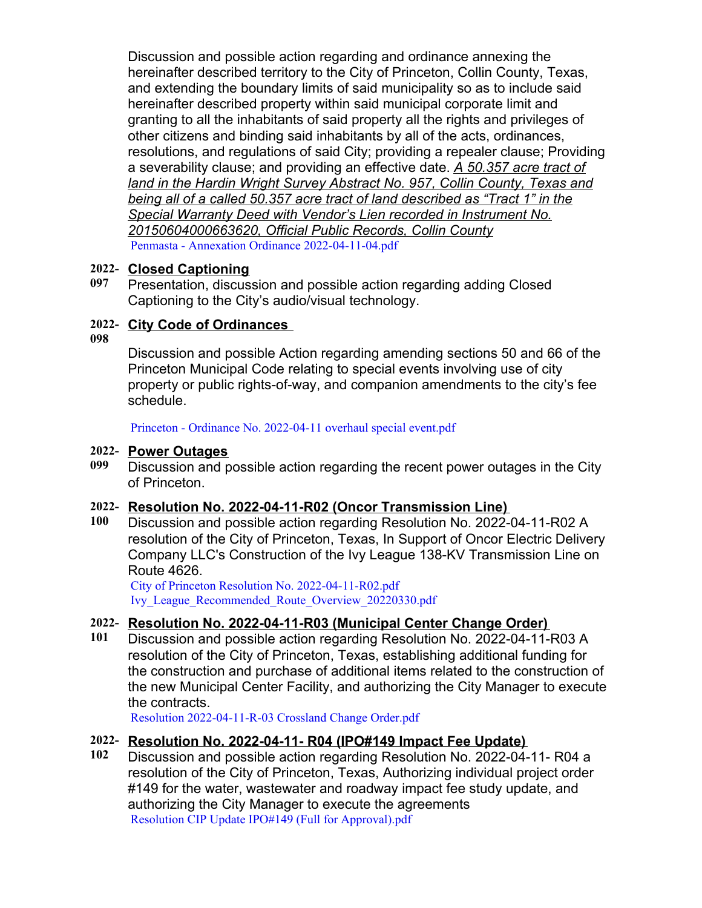Discussion and possible action regarding and ordinance annexing the hereinafter described territory to the City of Princeton, Collin County, Texas, and extending the boundary limits of said municipality so as to include said hereinafter described property within said municipal corporate limit and granting to all the inhabitants of said property all the rights and privileges of other citizens and binding said inhabitants by all of the acts, ordinances, resolutions, and regulations of said City; providing a repealer clause; Providing a severability clause; and providing an effective date. *A 50.357 acre tract of land in the Hardin Wright Survey Abstract No. 957, Collin County, Texas and being all of a called 50.357 acre tract of land described as "Tract 1" in the Special Warranty Deed with Vendor's Lien recorded in Instrument No. 20150604000663620, Official Public Records, Collin County*

Penmasta - Annexation Ordinance 2022-04-11-04.pdf

**2022-097** **Closed Captioning**

Presentation, discussion and possible action regarding adding Closed Captioning to the City's audio/visual technology.

**2022-098** **City Code of Ordinances**

Discussion and possible Action regarding amending sections 50 and 66 of the Princeton Municipal Code relating to special events involving use of city property or public rights-of-way, and companion amendments to the city's fee schedule.

Princeton - Ordinance No. 2022-04-11 overhaul special event.pdf

**2022-099** **Power Outages**

Discussion and possible action regarding the recent power outages in the City of Princeton.

**2022-100** **Resolution No. 2022-04-11-R02 (Oncor Transmission Line)**

Discussion and possible action regarding Resolution No. 2022-04-11-R02 A resolution of the City of Princeton, Texas, In Support of Oncor Electric Delivery Company LLC's Construction of the Ivy League 138-KV Transmission Line on Route 4626.

City of Princeton Resolution No. 2022-04-11-R02.pdf

Ivy_League_Recommended_Route_Overview_20220330.pdf

**2022-101** **Resolution No. 2022-04-11-R03 (Municipal Center Change Order)**

Discussion and possible action regarding Resolution No. 2022-04-11-R03 A resolution of the City of Princeton, Texas, establishing additional funding for the construction and purchase of additional items related to the construction of the new Municipal Center Facility, and authorizing the City Manager to execute the contracts.

Resolution 2022-04-11-R-03 Crossland Change Order.pdf

**2022-102** **Resolution No. 2022-04-11- R04 (IPO#149 Impact Fee Update)**

Discussion and possible action regarding Resolution No. 2022-04-11- R04 a resolution of the City of Princeton, Texas, Authorizing individual project order #149 for the water, wastewater and roadway impact fee study update, and authorizing the City Manager to execute the agreements

Resolution CIP Update IPO#149 (Full for Approval).pdf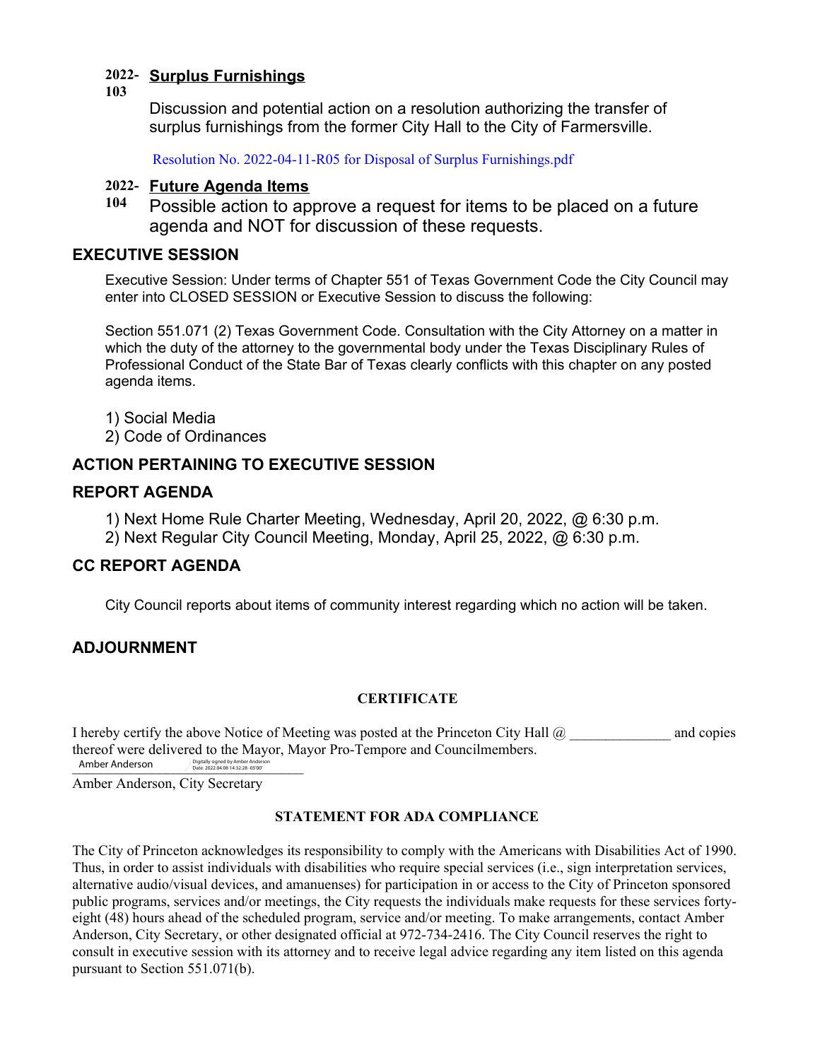**2022-103** **Surplus Furnishings**

Discussion and potential action on a resolution authorizing the transfer of surplus furnishings from the former City Hall to the City of Farmersville.

Resolution No. 2022-04-11-R05 for Disposal of Surplus Furnishings.pdf

**2022-104** **Future Agenda Items**

Possible action to approve a request for items to be placed on a future agenda and NOT for discussion of these requests.

## EXECUTIVE SESSION

Executive Session: Under terms of Chapter 551 of Texas Government Code the City Council may enter into CLOSED SESSION or Executive Session to discuss the following:

Section 551.071 (2) Texas Government Code. Consultation with the City Attorney on a matter in which the duty of the attorney to the governmental body under the Texas Disciplinary Rules of Professional Conduct of the State Bar of Texas clearly conflicts with this chapter on any posted agenda items.

1) Social Media
2) Code of Ordinances

## ACTION PERTAINING TO EXECUTIVE SESSION

## REPORT AGENDA

1) Next Home Rule Charter Meeting, Wednesday, April 20, 2022, @ 6:30 p.m.
2) Next Regular City Council Meeting, Monday, April 25, 2022, @ 6:30 p.m.

## CC REPORT AGENDA

City Council reports about items of community interest regarding which no action will be taken.

## ADJOURNMENT

**CERTIFICATE**

I hereby certify the above Notice of Meeting was posted at the Princeton City Hall @ ______________ and copies thereof were delivered to the Mayor, Mayor Pro-Tempore and Councilmembers.

Amber Anderson — Digitally signed by Amber Anderson Date: 2022.04.08 14:32:28 -05'00'

Amber Anderson, City Secretary

**STATEMENT FOR ADA COMPLIANCE**

The City of Princeton acknowledges its responsibility to comply with the Americans with Disabilities Act of 1990. Thus, in order to assist individuals with disabilities who require special services (i.e., sign interpretation services, alternative audio/visual devices, and amanuenses) for participation in or access to the City of Princeton sponsored public programs, services and/or meetings, the City requests the individuals make requests for these services forty-eight (48) hours ahead of the scheduled program, service and/or meeting. To make arrangements, contact Amber Anderson, City Secretary, or other designated official at 972-734-2416. The City Council reserves the right to consult in executive session with its attorney and to receive legal advice regarding any item listed on this agenda pursuant to Section 551.071(b).